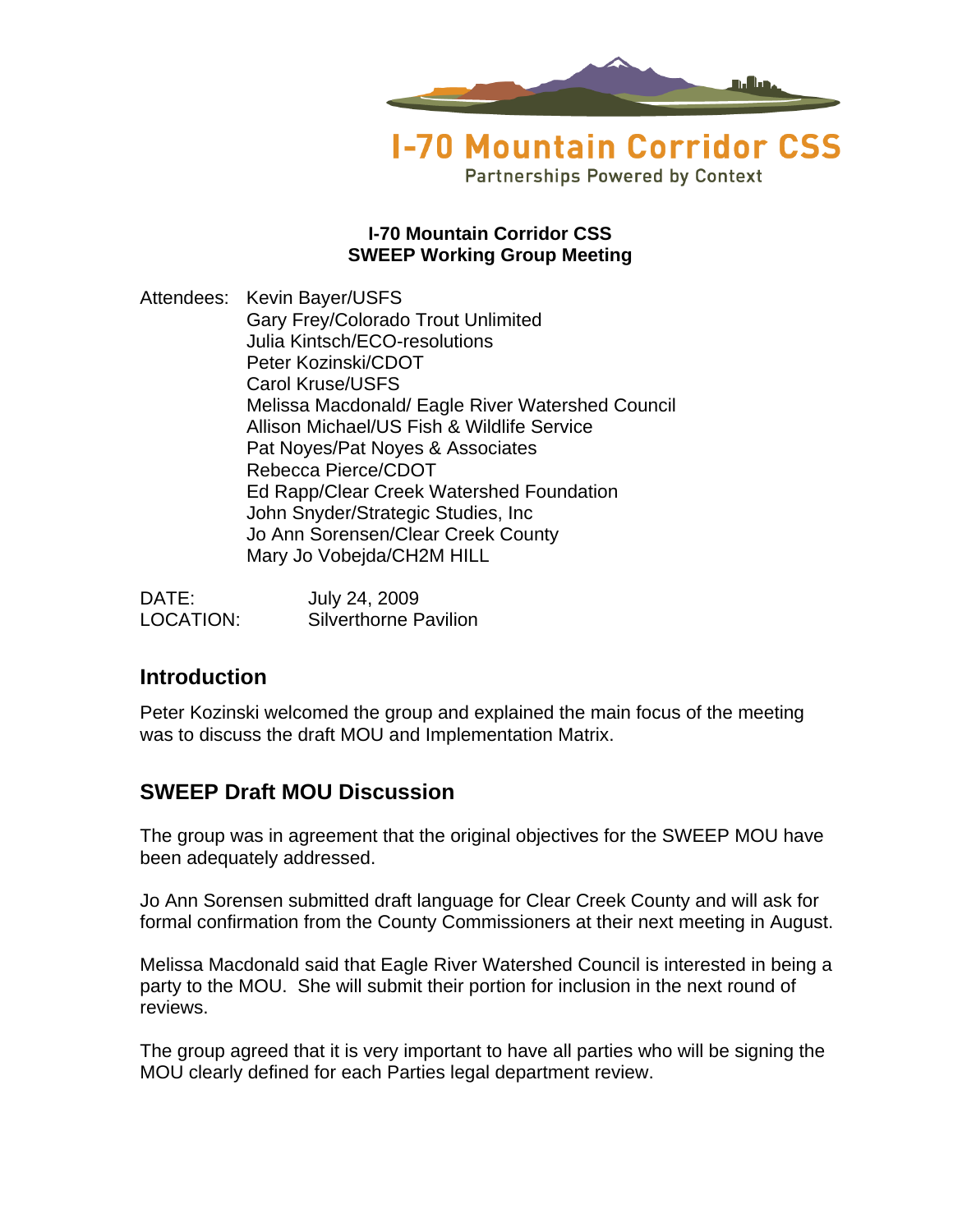I-70 Mountain Corridor CSS

Partnerships Powered by Context

**I-70 Mountain Corridor CSS**
**SWEEP Working Group Meeting**

Attendees: Kevin Bayer/USFS
Gary Frey/Colorado Trout Unlimited
Julia Kintsch/ECO-resolutions
Peter Kozinski/CDOT
Carol Kruse/USFS
Melissa Macdonald/ Eagle River Watershed Council
Allison Michael/US Fish & Wildlife Service
Pat Noyes/Pat Noyes & Associates
Rebecca Pierce/CDOT
Ed Rapp/Clear Creek Watershed Foundation
John Snyder/Strategic Studies, Inc
Jo Ann Sorensen/Clear Creek County
Mary Jo Vobejda/CH2M HILL

DATE: July 24, 2009
LOCATION: Silverthorne Pavilion

## Introduction

Peter Kozinski welcomed the group and explained the main focus of the meeting was to discuss the draft MOU and Implementation Matrix.

## SWEEP Draft MOU Discussion

The group was in agreement that the original objectives for the SWEEP MOU have been adequately addressed.

Jo Ann Sorensen submitted draft language for Clear Creek County and will ask for formal confirmation from the County Commissioners at their next meeting in August.

Melissa Macdonald said that Eagle River Watershed Council is interested in being a party to the MOU. She will submit their portion for inclusion in the next round of reviews.

The group agreed that it is very important to have all parties who will be signing the MOU clearly defined for each Parties legal department review.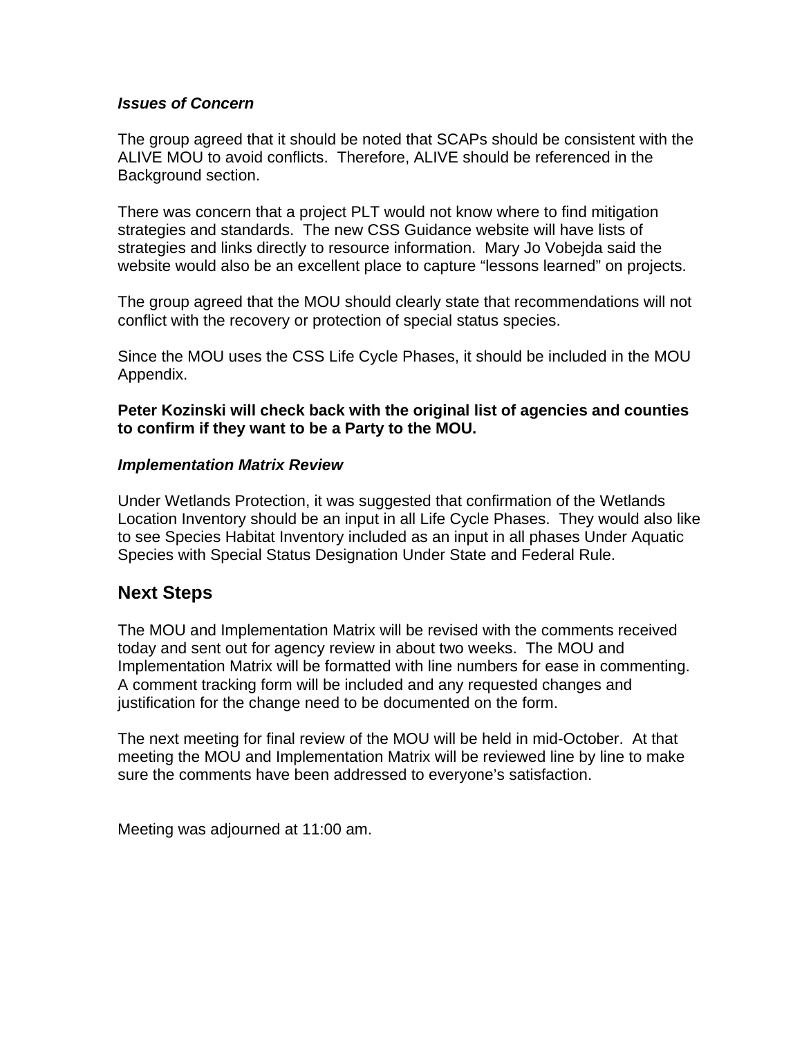***Issues of Concern***

The group agreed that it should be noted that SCAPs should be consistent with the ALIVE MOU to avoid conflicts. Therefore, ALIVE should be referenced in the Background section.

There was concern that a project PLT would not know where to find mitigation strategies and standards. The new CSS Guidance website will have lists of strategies and links directly to resource information. Mary Jo Vobejda said the website would also be an excellent place to capture "lessons learned" on projects.

The group agreed that the MOU should clearly state that recommendations will not conflict with the recovery or protection of special status species.

Since the MOU uses the CSS Life Cycle Phases, it should be included in the MOU Appendix.

**Peter Kozinski will check back with the original list of agencies and counties to confirm if they want to be a Party to the MOU.**

***Implementation Matrix Review***

Under Wetlands Protection, it was suggested that confirmation of the Wetlands Location Inventory should be an input in all Life Cycle Phases. They would also like to see Species Habitat Inventory included as an input in all phases Under Aquatic Species with Special Status Designation Under State and Federal Rule.

## Next Steps

The MOU and Implementation Matrix will be revised with the comments received today and sent out for agency review in about two weeks. The MOU and Implementation Matrix will be formatted with line numbers for ease in commenting. A comment tracking form will be included and any requested changes and justification for the change need to be documented on the form.

The next meeting for final review of the MOU will be held in mid-October. At that meeting the MOU and Implementation Matrix will be reviewed line by line to make sure the comments have been addressed to everyone's satisfaction.

Meeting was adjourned at 11:00 am.